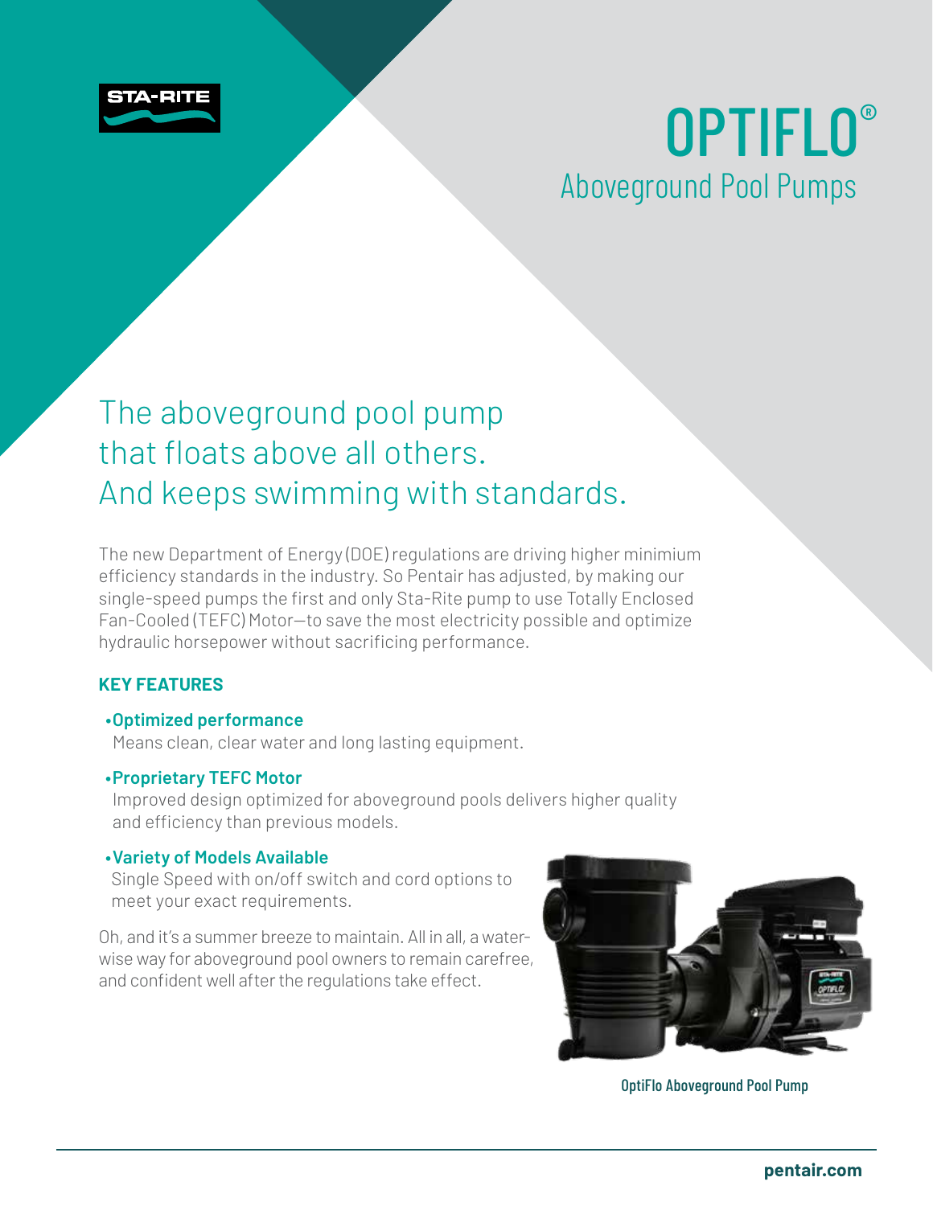STA-RITE

# OPTIFLO®

## Aboveground Pool Pumps

## The aboveground pool pump that floats above all others. And keeps swimming with standards.

The new Department of Energy (DOE) regulations are driving higher minimium efficiency standards in the industry. So Pentair has adjusted, by making our single-speed pumps the first and only Sta-Rite pump to use Totally Enclosed Fan-Cooled (TEFC) Motor—to save the most electricity possible and optimize hydraulic horsepower without sacrificing performance.

### KEY FEATURES

- **Optimized performance**
  Means clean, clear water and long lasting equipment.
- **Proprietary TEFC Motor**
  Improved design optimized for aboveground pools delivers higher quality and efficiency than previous models.
- **Variety of Models Available**
  Single Speed with on/off switch and cord options to meet your exact requirements.

Oh, and it's a summer breeze to maintain. All in all, a water-wise way for aboveground pool owners to remain carefree, and confident well after the regulations take effect.

OptiFlo Aboveground Pool Pump

pentair.com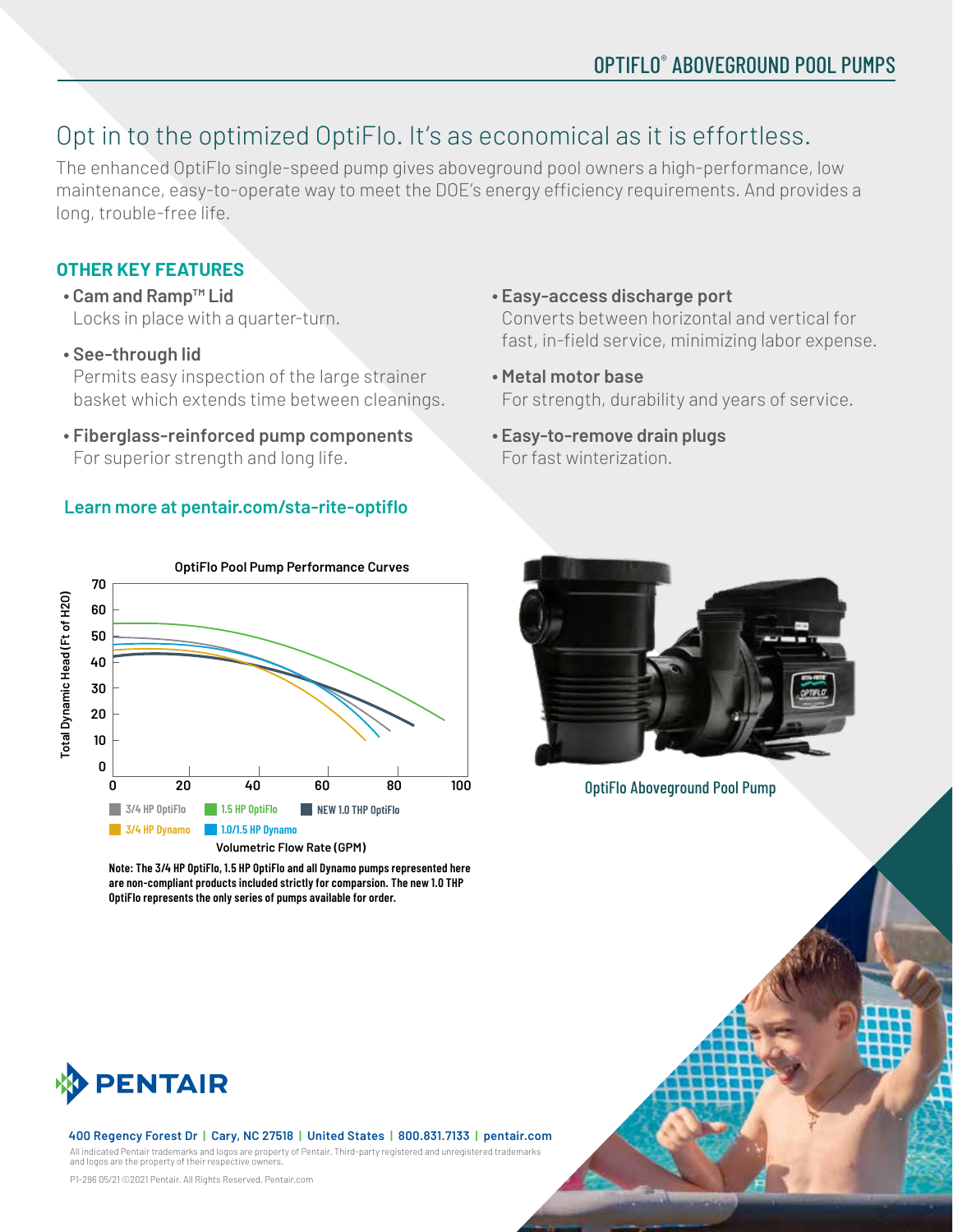# OPTIFLO® ABOVEGROUND POOL PUMPS

## Opt in to the optimized OptiFlo. It's as economical as it is effortless.

The enhanced OptiFlo single-speed pump gives aboveground pool owners a high-performance, low maintenance, easy-to-operate way to meet the DOE's energy efficiency requirements. And provides a long, trouble-free life.

### OTHER KEY FEATURES

- **Cam and Ramp™ Lid**
  Locks in place with a quarter-turn.
- **See-through lid**
  Permits easy inspection of the large strainer basket which extends time between cleanings.
- **Fiberglass-reinforced pump components**
  For superior strength and long life.
- **Easy-access discharge port**
  Converts between horizontal and vertical for fast, in-field service, minimizing labor expense.
- **Metal motor base**
  For strength, durability and years of service.
- **Easy-to-remove drain plugs**
  For fast winterization.

**Learn more at pentair.com/sta-rite-optiflo**

OptiFlo Pool Pump Performance Curves

Total Dynamic Head (Ft of H2O)

0 10 20 30 40 50 60 70

0 20 40 60 80 100

Volumetric Flow Rate (GPM)

3/4 HP OptiFlo | 1.5 HP OptiFlo | NEW 1.0 THP OptiFlo | 3/4 HP Dynamo | 1.0/1.5 HP Dynamo

**Note: The 3/4 HP OptiFlo, 1.5 HP OptiFlo and all Dynamo pumps represented here are non-compliant products included strictly for comparsion. The new 1.0 THP OptiFlo represents the only series of pumps available for order.**

OptiFlo Aboveground Pool Pump

PENTAIR

400 Regency Forest Dr | Cary, NC 27518 | United States | 800.831.7133 | pentair.com

All indicated Pentair trademarks and logos are property of Pentair. Third-party registered and unregistered trademarks and logos are the property of their respective owners.

P1-296 05/21 ©2021 Pentair. All Rights Reserved. Pentair.com